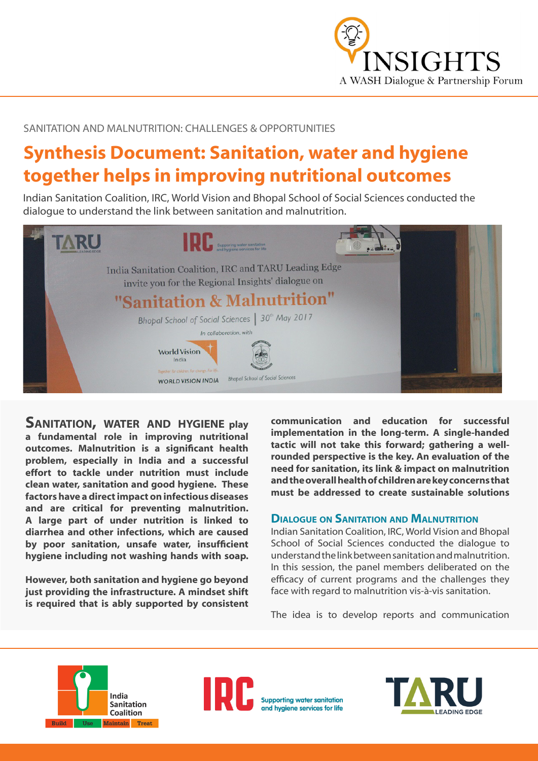INSIGHTS

A WASH Dialogue & Partnership Forum

SANITATION AND MALNUTRITION: CHALLENGES & OPPORTUNITIES

# Synthesis Document: Sanitation, water and hygiene together helps in improving nutritional outcomes

Indian Sanitation Coalition, IRC, World Vision and Bhopal School of Social Sciences conducted the dialogue to understand the link between sanitation and malnutrition.

**SANITATION, WATER AND HYGIENE play a fundamental role in improving nutritional outcomes. Malnutrition is a significant health problem, especially in India and a successful effort to tackle under nutrition must include clean water, sanitation and good hygiene. These factors have a direct impact on infectious diseases and are critical for preventing malnutrition. A large part of under nutrition is linked to diarrhea and other infections, which are caused by poor sanitation, unsafe water, insufficient hygiene including not washing hands with soap.**

**However, both sanitation and hygiene go beyond just providing the infrastructure. A mindset shift is required that is ably supported by consistent communication and education for successful implementation in the long-term. A single-handed tactic will not take this forward; gathering a well-rounded perspective is the key. An evaluation of the need for sanitation, its link & impact on malnutrition and the overall health of children are key concerns that must be addressed to create sustainable solutions**

## DIALOGUE ON SANITATION AND MALNUTRITION

Indian Sanitation Coalition, IRC, World Vision and Bhopal School of Social Sciences conducted the dialogue to understand the link between sanitation and malnutrition. In this session, the panel members deliberated on the efficacy of current programs and the challenges they face with regard to malnutrition vis-à-vis sanitation.

The idea is to develop reports and communication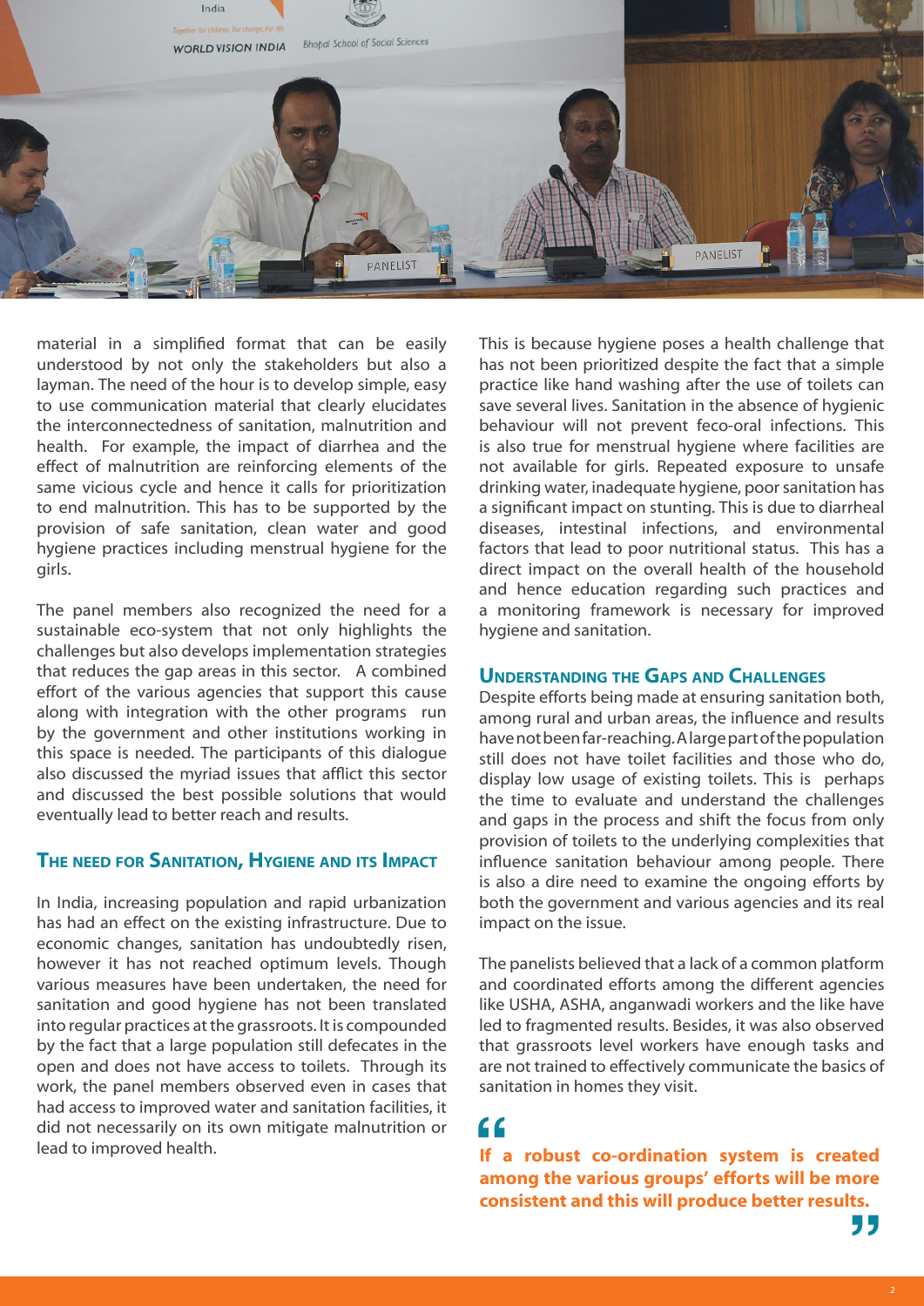material in a simplified format that can be easily understood by not only the stakeholders but also a layman. The need of the hour is to develop simple, easy to use communication material that clearly elucidates the interconnectedness of sanitation, malnutrition and health. For example, the impact of diarrhea and the effect of malnutrition are reinforcing elements of the same vicious cycle and hence it calls for prioritization to end malnutrition. This has to be supported by the provision of safe sanitation, clean water and good hygiene practices including menstrual hygiene for the girls.

The panel members also recognized the need for a sustainable eco-system that not only highlights the challenges but also develops implementation strategies that reduces the gap areas in this sector. A combined effort of the various agencies that support this cause along with integration with the other programs run by the government and other institutions working in this space is needed. The participants of this dialogue also discussed the myriad issues that afflict this sector and discussed the best possible solutions that would eventually lead to better reach and results.

## The need for Sanitation, Hygiene and its Impact

In India, increasing population and rapid urbanization has had an effect on the existing infrastructure. Due to economic changes, sanitation has undoubtedly risen, however it has not reached optimum levels. Though various measures have been undertaken, the need for sanitation and good hygiene has not been translated into regular practices at the grassroots. It is compounded by the fact that a large population still defecates in the open and does not have access to toilets. Through its work, the panel members observed even in cases that had access to improved water and sanitation facilities, it did not necessarily on its own mitigate malnutrition or lead to improved health.

This is because hygiene poses a health challenge that has not been prioritized despite the fact that a simple practice like hand washing after the use of toilets can save several lives. Sanitation in the absence of hygienic behaviour will not prevent feco-oral infections. This is also true for menstrual hygiene where facilities are not available for girls. Repeated exposure to unsafe drinking water, inadequate hygiene, poor sanitation has a significant impact on stunting. This is due to diarrheal diseases, intestinal infections, and environmental factors that lead to poor nutritional status. This has a direct impact on the overall health of the household and hence education regarding such practices and a monitoring framework is necessary for improved hygiene and sanitation.

## Understanding the Gaps and Challenges

Despite efforts being made at ensuring sanitation both, among rural and urban areas, the influence and results have not been far-reaching. A large part of the population still does not have toilet facilities and those who do, display low usage of existing toilets. This is perhaps the time to evaluate and understand the challenges and gaps in the process and shift the focus from only provision of toilets to the underlying complexities that influence sanitation behaviour among people. There is also a dire need to examine the ongoing efforts by both the government and various agencies and its real impact on the issue.

The panelists believed that a lack of a common platform and coordinated efforts among the different agencies like USHA, ASHA, anganwadi workers and the like have led to fragmented results. Besides, it was also observed that grassroots level workers have enough tasks and are not trained to effectively communicate the basics of sanitation in homes they visit.

> **"If a robust co-ordination system is created among the various groups' efforts will be more consistent and this will produce better results."**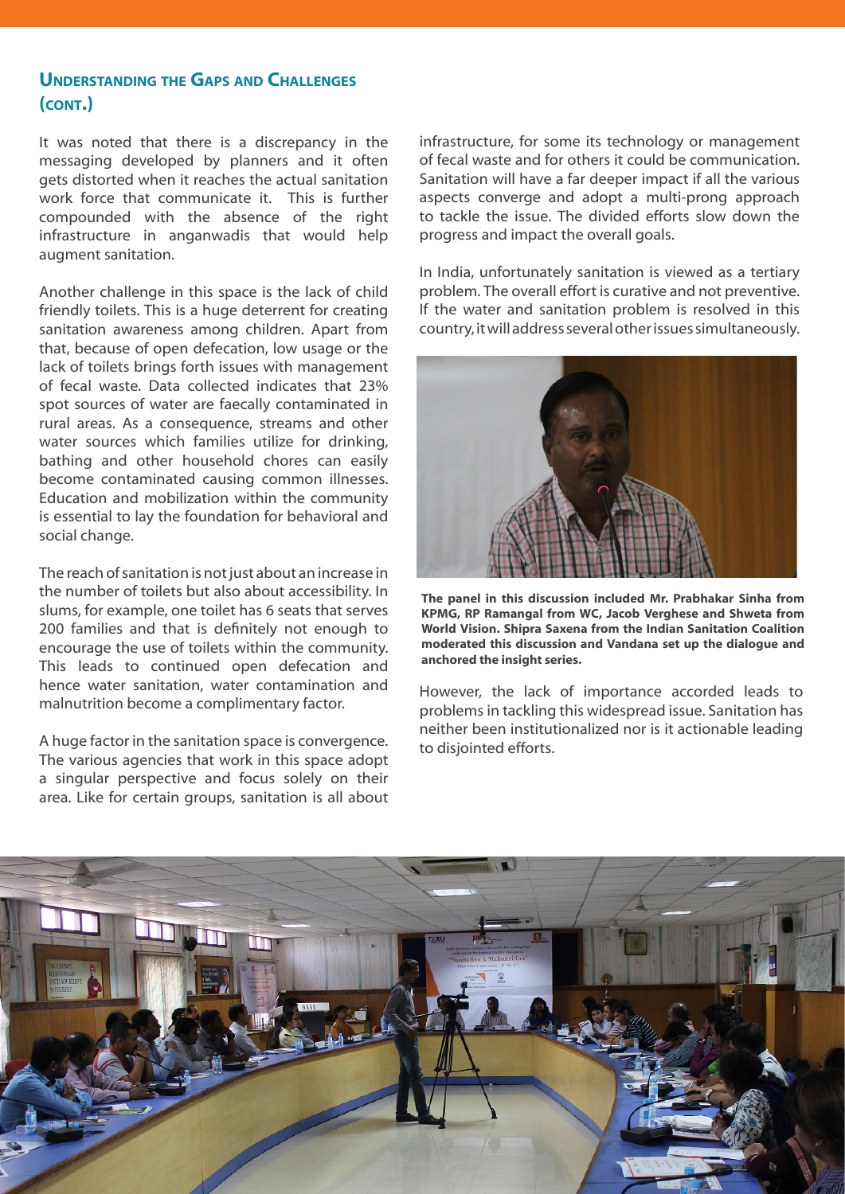## Understanding the Gaps and Challenges (cont.)

It was noted that there is a discrepancy in the messaging developed by planners and it often gets distorted when it reaches the actual sanitation work force that communicate it. This is further compounded with the absence of the right infrastructure in anganwadis that would help augment sanitation.

Another challenge in this space is the lack of child friendly toilets. This is a huge deterrent for creating sanitation awareness among children. Apart from that, because of open defecation, low usage or the lack of toilets brings forth issues with management of fecal waste. Data collected indicates that 23% spot sources of water are faecally contaminated in rural areas. As a consequence, streams and other water sources which families utilize for drinking, bathing and other household chores can easily become contaminated causing common illnesses. Education and mobilization within the community is essential to lay the foundation for behavioral and social change.

The reach of sanitation is not just about an increase in the number of toilets but also about accessibility. In slums, for example, one toilet has 6 seats that serves 200 families and that is definitely not enough to encourage the use of toilets within the community. This leads to continued open defecation and hence water sanitation, water contamination and malnutrition become a complimentary factor.

A huge factor in the sanitation space is convergence. The various agencies that work in this space adopt a singular perspective and focus solely on their area. Like for certain groups, sanitation is all about infrastructure, for some its technology or management of fecal waste and for others it could be communication. Sanitation will have a far deeper impact if all the various aspects converge and adopt a multi-prong approach to tackle the issue. The divided efforts slow down the progress and impact the overall goals.

In India, unfortunately sanitation is viewed as a tertiary problem. The overall effort is curative and not preventive. If the water and sanitation problem is resolved in this country, it will address several other issues simultaneously.

**The panel in this discussion included Mr. Prabhakar Sinha from KPMG, RP Ramangal from WC, Jacob Verghese and Shweta from World Vision. Shipra Saxena from the Indian Sanitation Coalition moderated this discussion and Vandana set up the dialogue and anchored the insight series.**

However, the lack of importance accorded leads to problems in tackling this widespread issue. Sanitation has neither been institutionalized nor is it actionable leading to disjointed efforts.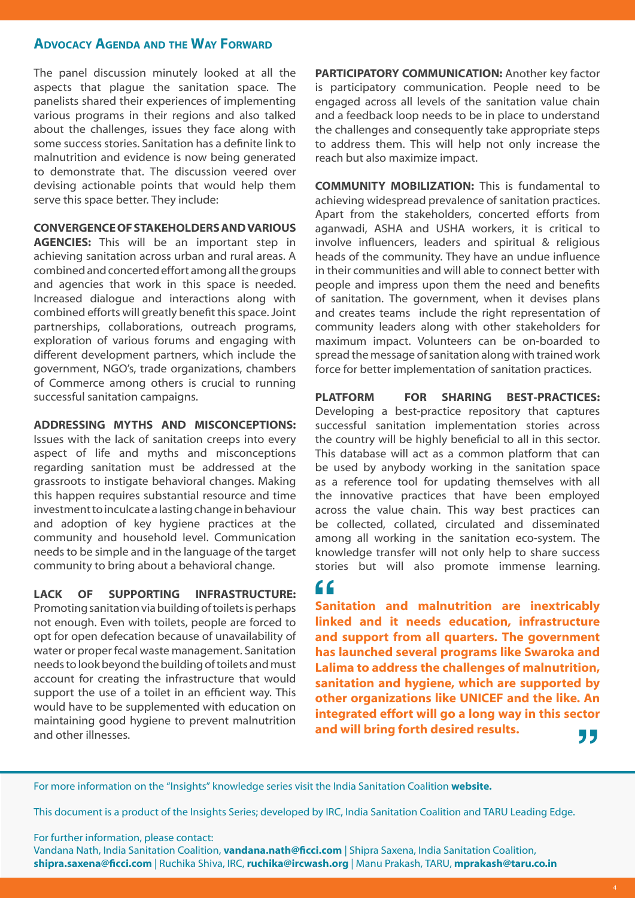## Advocacy Agenda and the Way Forward

The panel discussion minutely looked at all the aspects that plague the sanitation space. The panelists shared their experiences of implementing various programs in their regions and also talked about the challenges, issues they face along with some success stories. Sanitation has a definite link to malnutrition and evidence is now being generated to demonstrate that. The discussion veered over devising actionable points that would help them serve this space better. They include:

**CONVERGENCE OF STAKEHOLDERS AND VARIOUS AGENCIES:** This will be an important step in achieving sanitation across urban and rural areas. A combined and concerted effort among all the groups and agencies that work in this space is needed. Increased dialogue and interactions along with combined efforts will greatly benefit this space. Joint partnerships, collaborations, outreach programs, exploration of various forums and engaging with different development partners, which include the government, NGO's, trade organizations, chambers of Commerce among others is crucial to running successful sanitation campaigns.

**ADDRESSING MYTHS AND MISCONCEPTIONS:** Issues with the lack of sanitation creeps into every aspect of life and myths and misconceptions regarding sanitation must be addressed at the grassroots to instigate behavioral changes. Making this happen requires substantial resource and time investment to inculcate a lasting change in behaviour and adoption of key hygiene practices at the community and household level. Communication needs to be simple and in the language of the target community to bring about a behavioral change.

**LACK OF SUPPORTING INFRASTRUCTURE:** Promoting sanitation via building of toilets is perhaps not enough. Even with toilets, people are forced to opt for open defecation because of unavailability of water or proper fecal waste management. Sanitation needs to look beyond the building of toilets and must account for creating the infrastructure that would support the use of a toilet in an efficient way. This would have to be supplemented with education on maintaining good hygiene to prevent malnutrition and other illnesses.

**PARTICIPATORY COMMUNICATION:** Another key factor is participatory communication. People need to be engaged across all levels of the sanitation value chain and a feedback loop needs to be in place to understand the challenges and consequently take appropriate steps to address them. This will help not only increase the reach but also maximize impact.

**COMMUNITY MOBILIZATION:** This is fundamental to achieving widespread prevalence of sanitation practices. Apart from the stakeholders, concerted efforts from aganwadi, ASHA and USHA workers, it is critical to involve influencers, leaders and spiritual & religious heads of the community. They have an undue influence in their communities and will able to connect better with people and impress upon them the need and benefits of sanitation. The government, when it devises plans and creates teams include the right representation of community leaders along with other stakeholders for maximum impact. Volunteers can be on-boarded to spread the message of sanitation along with trained work force for better implementation of sanitation practices.

**PLATFORM FOR SHARING BEST-PRACTICES:** Developing a best-practice repository that captures successful sanitation implementation stories across the country will be highly beneficial to all in this sector. This database will act as a common platform that can be used by anybody working in the sanitation space as a reference tool for updating themselves with all the innovative practices that have been employed across the value chain. This way best practices can be collected, collated, circulated and disseminated among all working in the sanitation eco-system. The knowledge transfer will not only help to share success stories but will also promote immense learning.

> **"Sanitation and malnutrition are inextricably linked and it needs education, infrastructure and support from all quarters. The government has launched several programs like Swaroka and Lalima to address the challenges of malnutrition, sanitation and hygiene, which are supported by other organizations like UNICEF and the like. An integrated effort will go a long way in this sector and will bring forth desired results."**

For more information on the "Insights" knowledge series visit the India Sanitation Coalition **website.**

This document is a product of the Insights Series; developed by IRC, India Sanitation Coalition and TARU Leading Edge.

For further information, please contact:
Vandana Nath, India Sanitation Coalition, **vandana.nath@ficci.com** | Shipra Saxena, India Sanitation Coalition, **shipra.saxena@ficci.com** | Ruchika Shiva, IRC, **ruchika@ircwash.org** | Manu Prakash, TARU, **mprakash@taru.co.in**